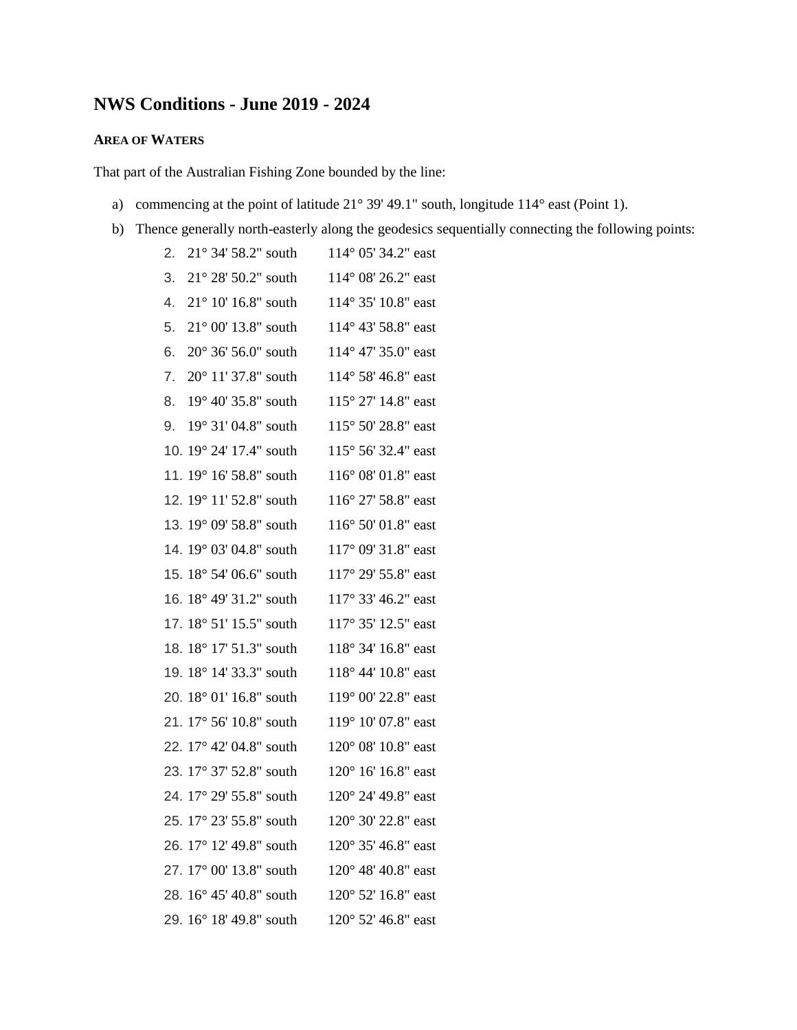# NWS Conditions - June 2019 - 2024

### AREA OF WATERS

That part of the Australian Fishing Zone bounded by the line:

a) commencing at the point of latitude 21° 39' 49.1" south, longitude 114° east (Point 1).

b) Thence generally north-easterly along the geodesics sequentially connecting the following points:

2. 21° 34' 58.2" south 114° 05' 34.2" east
3. 21° 28' 50.2" south 114° 08' 26.2" east
4. 21° 10' 16.8" south 114° 35' 10.8" east
5. 21° 00' 13.8" south 114° 43' 58.8" east
6. 20° 36' 56.0" south 114° 47' 35.0" east
7. 20° 11' 37.8" south 114° 58' 46.8" east
8. 19° 40' 35.8" south 115° 27' 14.8" east
9. 19° 31' 04.8" south 115° 50' 28.8" east
10. 19° 24' 17.4" south 115° 56' 32.4" east
11. 19° 16' 58.8" south 116° 08' 01.8" east
12. 19° 11' 52.8" south 116° 27' 58.8" east
13. 19° 09' 58.8" south 116° 50' 01.8" east
14. 19° 03' 04.8" south 117° 09' 31.8" east
15. 18° 54' 06.6" south 117° 29' 55.8" east
16. 18° 49' 31.2" south 117° 33' 46.2" east
17. 18° 51' 15.5" south 117° 35' 12.5" east
18. 18° 17' 51.3" south 118° 34' 16.8" east
19. 18° 14' 33.3" south 118° 44' 10.8" east
20. 18° 01' 16.8" south 119° 00' 22.8" east
21. 17° 56' 10.8" south 119° 10' 07.8" east
22. 17° 42' 04.8" south 120° 08' 10.8" east
23. 17° 37' 52.8" south 120° 16' 16.8" east
24. 17° 29' 55.8" south 120° 24' 49.8" east
25. 17° 23' 55.8" south 120° 30' 22.8" east
26. 17° 12' 49.8" south 120° 35' 46.8" east
27. 17° 00' 13.8" south 120° 48' 40.8" east
28. 16° 45' 40.8" south 120° 52' 16.8" east
29. 16° 18' 49.8" south 120° 52' 46.8" east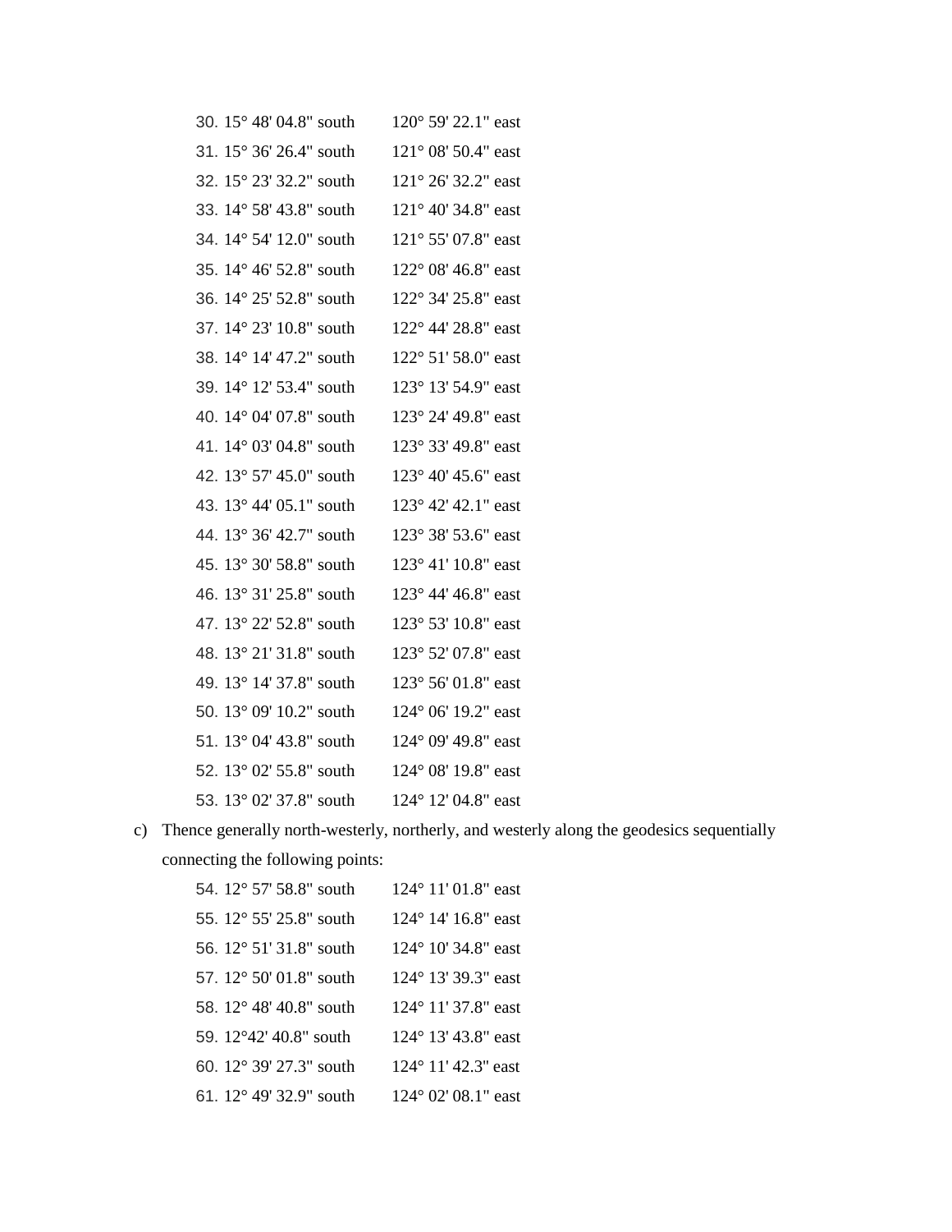30. 15° 48' 04.8" south 120° 59' 22.1" east
31. 15° 36' 26.4" south 121° 08' 50.4" east
32. 15° 23' 32.2" south 121° 26' 32.2" east
33. 14° 58' 43.8" south 121° 40' 34.8" east
34. 14° 54' 12.0" south 121° 55' 07.8" east
35. 14° 46' 52.8" south 122° 08' 46.8" east
36. 14° 25' 52.8" south 122° 34' 25.8" east
37. 14° 23' 10.8" south 122° 44' 28.8" east
38. 14° 14' 47.2" south 122° 51' 58.0" east
39. 14° 12' 53.4" south 123° 13' 54.9" east
40. 14° 04' 07.8" south 123° 24' 49.8" east
41. 14° 03' 04.8" south 123° 33' 49.8" east
42. 13° 57' 45.0" south 123° 40' 45.6" east
43. 13° 44' 05.1" south 123° 42' 42.1" east
44. 13° 36' 42.7" south 123° 38' 53.6" east
45. 13° 30' 58.8" south 123° 41' 10.8" east
46. 13° 31' 25.8" south 123° 44' 46.8" east
47. 13° 22' 52.8" south 123° 53' 10.8" east
48. 13° 21' 31.8" south 123° 52' 07.8" east
49. 13° 14' 37.8" south 123° 56' 01.8" east
50. 13° 09' 10.2" south 124° 06' 19.2" east
51. 13° 04' 43.8" south 124° 09' 49.8" east
52. 13° 02' 55.8" south 124° 08' 19.8" east
53. 13° 02' 37.8" south 124° 12' 04.8" east

c) Thence generally north-westerly, northerly, and westerly along the geodesics sequentially connecting the following points:

54. 12° 57' 58.8" south 124° 11' 01.8" east
55. 12° 55' 25.8" south 124° 14' 16.8" east
56. 12° 51' 31.8" south 124° 10' 34.8" east
57. 12° 50' 01.8" south 124° 13' 39.3" east
58. 12° 48' 40.8" south 124° 11' 37.8" east
59. 12°42' 40.8" south 124° 13' 43.8" east
60. 12° 39' 27.3" south 124° 11' 42.3" east
61. 12° 49' 32.9" south 124° 02' 08.1" east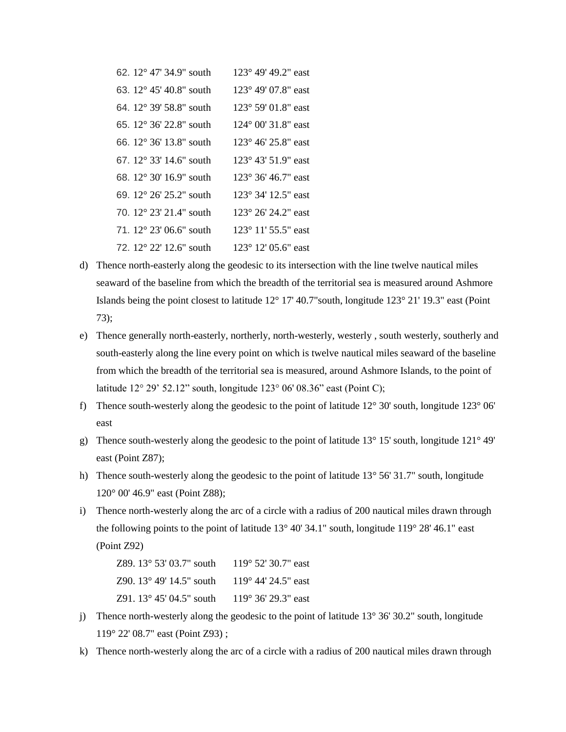62. 12° 47' 34.9" south 123° 49' 49.2" east
63. 12° 45' 40.8" south 123° 49' 07.8" east
64. 12° 39' 58.8" south 123° 59' 01.8" east
65. 12° 36' 22.8" south 124° 00' 31.8" east
66. 12° 36' 13.8" south 123° 46' 25.8" east
67. 12° 33' 14.6" south 123° 43' 51.9" east
68. 12° 30' 16.9" south 123° 36' 46.7" east
69. 12° 26' 25.2" south 123° 34' 12.5" east
70. 12° 23' 21.4" south 123° 26' 24.2" east
71. 12° 23' 06.6" south 123° 11' 55.5" east
72. 12° 22' 12.6" south 123° 12' 05.6" east

d) Thence north-easterly along the geodesic to its intersection with the line twelve nautical miles seaward of the baseline from which the breadth of the territorial sea is measured around Ashmore Islands being the point closest to latitude 12° 17' 40.7"south, longitude 123° 21' 19.3" east (Point 73);

e) Thence generally north-easterly, northerly, north-westerly, westerly , south westerly, southerly and south-easterly along the line every point on which is twelve nautical miles seaward of the baseline from which the breadth of the territorial sea is measured, around Ashmore Islands, to the point of latitude 12° 29' 52.12" south, longitude 123° 06' 08.36" east (Point C);

f) Thence south-westerly along the geodesic to the point of latitude 12° 30' south, longitude 123° 06' east

g) Thence south-westerly along the geodesic to the point of latitude 13° 15' south, longitude 121° 49' east (Point Z87);

h) Thence south-westerly along the geodesic to the point of latitude 13° 56' 31.7" south, longitude 120° 00' 46.9" east (Point Z88);

i) Thence north-westerly along the arc of a circle with a radius of 200 nautical miles drawn through the following points to the point of latitude 13° 40' 34.1" south, longitude 119° 28' 46.1" east (Point Z92)

Z89. 13° 53' 03.7" south 119° 52' 30.7" east
Z90. 13° 49' 14.5" south 119° 44' 24.5" east
Z91. 13° 45' 04.5" south 119° 36' 29.3" east

j) Thence north-westerly along the geodesic to the point of latitude 13° 36' 30.2" south, longitude 119° 22' 08.7" east (Point Z93) ;

k) Thence north-westerly along the arc of a circle with a radius of 200 nautical miles drawn through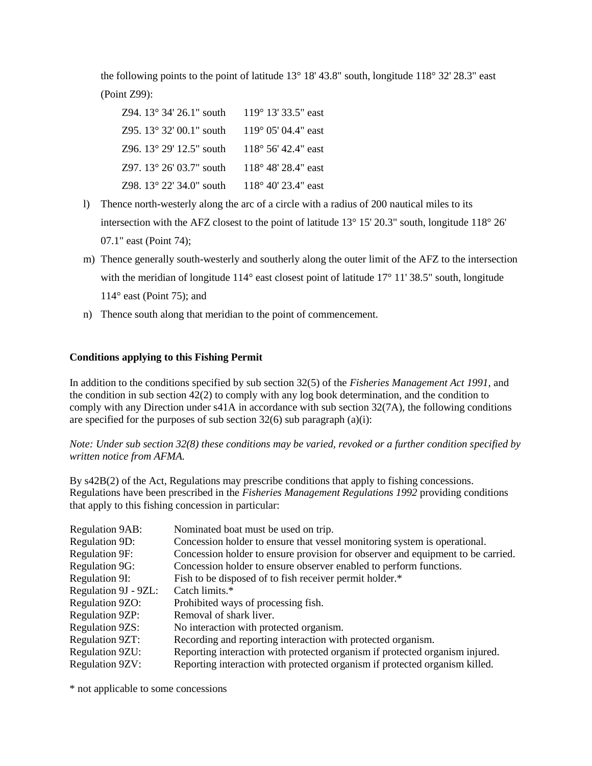the following points to the point of latitude 13° 18' 43.8" south, longitude 118° 32' 28.3" east (Point Z99):

Z94. 13° 34' 26.1" south 119° 13' 33.5" east
Z95. 13° 32' 00.1" south 119° 05' 04.4" east
Z96. 13° 29' 12.5" south 118° 56' 42.4" east
Z97. 13° 26' 03.7" south 118° 48' 28.4" east
Z98. 13° 22' 34.0" south 118° 40' 23.4" east

l) Thence north-westerly along the arc of a circle with a radius of 200 nautical miles to its intersection with the AFZ closest to the point of latitude 13° 15' 20.3" south, longitude 118° 26' 07.1" east (Point 74);

m) Thence generally south-westerly and southerly along the outer limit of the AFZ to the intersection with the meridian of longitude 114° east closest point of latitude 17° 11' 38.5" south, longitude 114° east (Point 75); and

n) Thence south along that meridian to the point of commencement.

**Conditions applying to this Fishing Permit**

In addition to the conditions specified by sub section 32(5) of the *Fisheries Management Act 1991*, and the condition in sub section 42(2) to comply with any log book determination, and the condition to comply with any Direction under s41A in accordance with sub section 32(7A), the following conditions are specified for the purposes of sub section 32(6) sub paragraph (a)(i):

*Note: Under sub section 32(8) these conditions may be varied, revoked or a further condition specified by written notice from AFMA.*

By s42B(2) of the Act, Regulations may prescribe conditions that apply to fishing concessions. Regulations have been prescribed in the *Fisheries Management Regulations 1992* providing conditions that apply to this fishing concession in particular:

| | |
|---|---|
| Regulation 9AB: | Nominated boat must be used on trip. |
| Regulation 9D: | Concession holder to ensure that vessel monitoring system is operational. |
| Regulation 9F: | Concession holder to ensure provision for observer and equipment to be carried. |
| Regulation 9G: | Concession holder to ensure observer enabled to perform functions. |
| Regulation 9I: | Fish to be disposed of to fish receiver permit holder.* |
| Regulation 9J - 9ZL: | Catch limits.* |
| Regulation 9ZO: | Prohibited ways of processing fish. |
| Regulation 9ZP: | Removal of shark liver. |
| Regulation 9ZS: | No interaction with protected organism. |
| Regulation 9ZT: | Recording and reporting interaction with protected organism. |
| Regulation 9ZU: | Reporting interaction with protected organism if protected organism injured. |
| Regulation 9ZV: | Reporting interaction with protected organism if protected organism killed. |

* not applicable to some concessions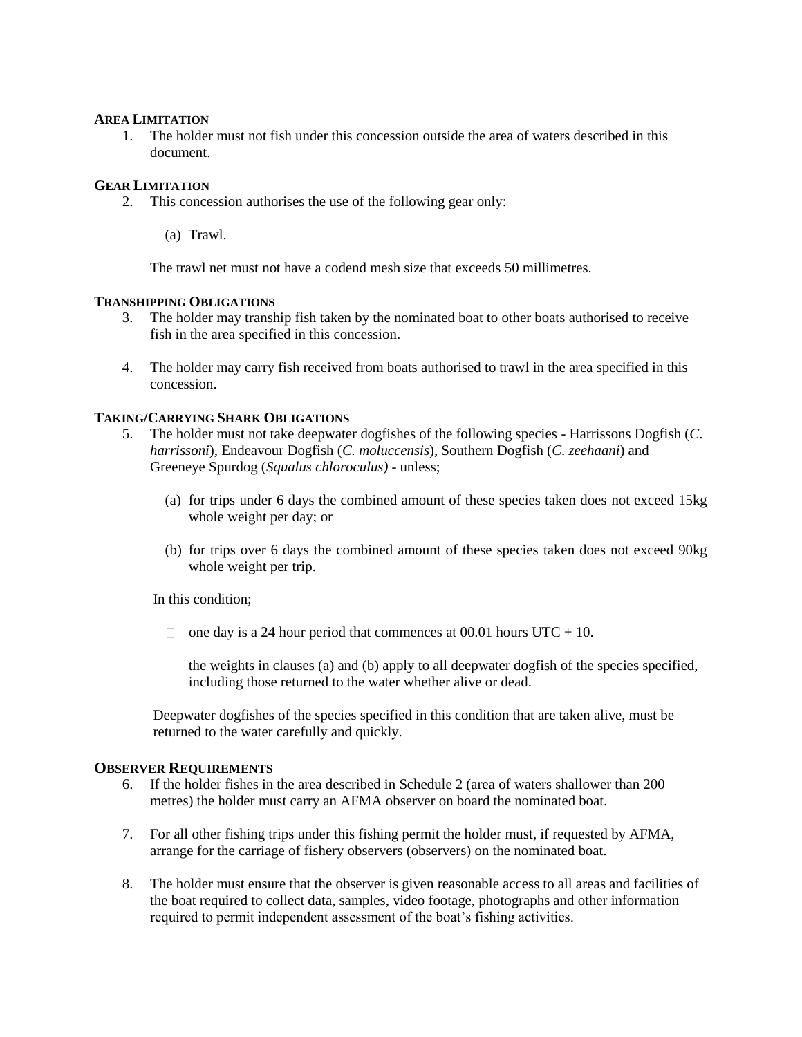**AREA LIMITATION**

1. The holder must not fish under this concession outside the area of waters described in this document.

**GEAR LIMITATION**

2. This concession authorises the use of the following gear only:

   (a) Trawl.

   The trawl net must not have a codend mesh size that exceeds 50 millimetres.

**TRANSHIPPING OBLIGATIONS**

3. The holder may tranship fish taken by the nominated boat to other boats authorised to receive fish in the area specified in this concession.

4. The holder may carry fish received from boats authorised to trawl in the area specified in this concession.

**TAKING/CARRYING SHARK OBLIGATIONS**

5. The holder must not take deepwater dogfishes of the following species - Harrissons Dogfish (*C. harrissoni*), Endeavour Dogfish (*C. moluccensis*), Southern Dogfish (*C. zeehaani*) and Greeneye Spurdog (*Squalus chloroculus)* - unless;

   (a) for trips under 6 days the combined amount of these species taken does not exceed 15kg whole weight per day; or

   (b) for trips over 6 days the combined amount of these species taken does not exceed 90kg whole weight per trip.

   In this condition;

   - one day is a 24 hour period that commences at 00.01 hours UTC + 10.
   - the weights in clauses (a) and (b) apply to all deepwater dogfish of the species specified, including those returned to the water whether alive or dead.

   Deepwater dogfishes of the species specified in this condition that are taken alive, must be returned to the water carefully and quickly.

**OBSERVER REQUIREMENTS**

6. If the holder fishes in the area described in Schedule 2 (area of waters shallower than 200 metres) the holder must carry an AFMA observer on board the nominated boat.

7. For all other fishing trips under this fishing permit the holder must, if requested by AFMA, arrange for the carriage of fishery observers (observers) on the nominated boat.

8. The holder must ensure that the observer is given reasonable access to all areas and facilities of the boat required to collect data, samples, video footage, photographs and other information required to permit independent assessment of the boat's fishing activities.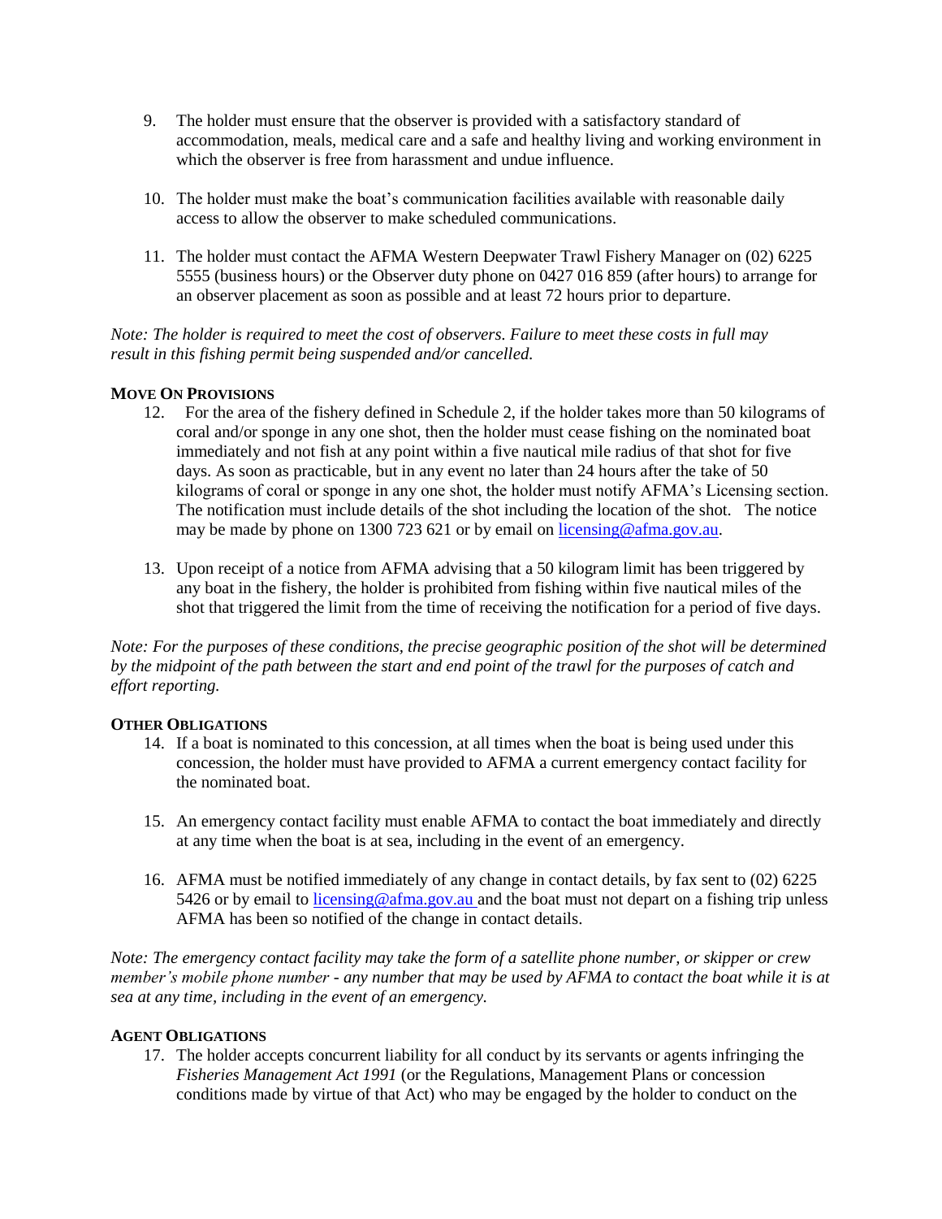9. The holder must ensure that the observer is provided with a satisfactory standard of accommodation, meals, medical care and a safe and healthy living and working environment in which the observer is free from harassment and undue influence.

10. The holder must make the boat's communication facilities available with reasonable daily access to allow the observer to make scheduled communications.

11. The holder must contact the AFMA Western Deepwater Trawl Fishery Manager on (02) 6225 5555 (business hours) or the Observer duty phone on 0427 016 859 (after hours) to arrange for an observer placement as soon as possible and at least 72 hours prior to departure.

*Note: The holder is required to meet the cost of observers. Failure to meet these costs in full may result in this fishing permit being suspended and/or cancelled.*

**MOVE ON PROVISIONS**

12. For the area of the fishery defined in Schedule 2, if the holder takes more than 50 kilograms of coral and/or sponge in any one shot, then the holder must cease fishing on the nominated boat immediately and not fish at any point within a five nautical mile radius of that shot for five days. As soon as practicable, but in any event no later than 24 hours after the take of 50 kilograms of coral or sponge in any one shot, the holder must notify AFMA's Licensing section. The notification must include details of the shot including the location of the shot. The notice may be made by phone on 1300 723 621 or by email on licensing@afma.gov.au.

13. Upon receipt of a notice from AFMA advising that a 50 kilogram limit has been triggered by any boat in the fishery, the holder is prohibited from fishing within five nautical miles of the shot that triggered the limit from the time of receiving the notification for a period of five days.

*Note: For the purposes of these conditions, the precise geographic position of the shot will be determined by the midpoint of the path between the start and end point of the trawl for the purposes of catch and effort reporting.*

**OTHER OBLIGATIONS**

14. If a boat is nominated to this concession, at all times when the boat is being used under this concession, the holder must have provided to AFMA a current emergency contact facility for the nominated boat.

15. An emergency contact facility must enable AFMA to contact the boat immediately and directly at any time when the boat is at sea, including in the event of an emergency.

16. AFMA must be notified immediately of any change in contact details, by fax sent to (02) 6225 5426 or by email to licensing@afma.gov.au and the boat must not depart on a fishing trip unless AFMA has been so notified of the change in contact details.

*Note: The emergency contact facility may take the form of a satellite phone number, or skipper or crew member's mobile phone number - any number that may be used by AFMA to contact the boat while it is at sea at any time, including in the event of an emergency.*

**AGENT OBLIGATIONS**

17. The holder accepts concurrent liability for all conduct by its servants or agents infringing the *Fisheries Management Act 1991* (or the Regulations, Management Plans or concession conditions made by virtue of that Act) who may be engaged by the holder to conduct on the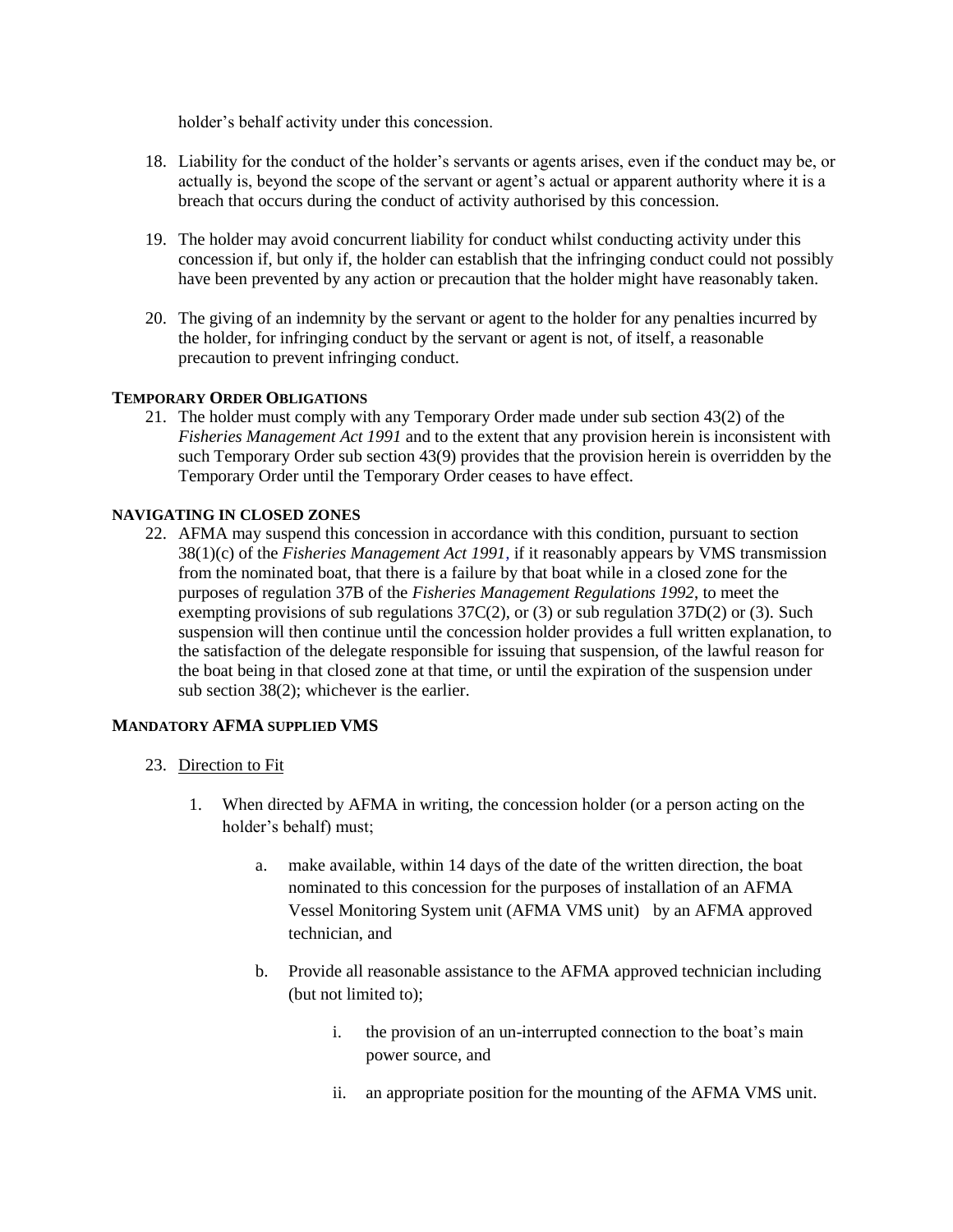holder's behalf activity under this concession.

18. Liability for the conduct of the holder's servants or agents arises, even if the conduct may be, or actually is, beyond the scope of the servant or agent's actual or apparent authority where it is a breach that occurs during the conduct of activity authorised by this concession.

19. The holder may avoid concurrent liability for conduct whilst conducting activity under this concession if, but only if, the holder can establish that the infringing conduct could not possibly have been prevented by any action or precaution that the holder might have reasonably taken.

20. The giving of an indemnity by the servant or agent to the holder for any penalties incurred by the holder, for infringing conduct by the servant or agent is not, of itself, a reasonable precaution to prevent infringing conduct.

**TEMPORARY ORDER OBLIGATIONS**

21. The holder must comply with any Temporary Order made under sub section 43(2) of the *Fisheries Management Act 1991* and to the extent that any provision herein is inconsistent with such Temporary Order sub section 43(9) provides that the provision herein is overridden by the Temporary Order until the Temporary Order ceases to have effect.

**NAVIGATING IN CLOSED ZONES**

22. AFMA may suspend this concession in accordance with this condition, pursuant to section 38(1)(c) of the *Fisheries Management Act 1991*, if it reasonably appears by VMS transmission from the nominated boat, that there is a failure by that boat while in a closed zone for the purposes of regulation 37B of the *Fisheries Management Regulations 1992*, to meet the exempting provisions of sub regulations 37C(2), or (3) or sub regulation 37D(2) or (3). Such suspension will then continue until the concession holder provides a full written explanation, to the satisfaction of the delegate responsible for issuing that suspension, of the lawful reason for the boat being in that closed zone at that time, or until the expiration of the suspension under sub section 38(2); whichever is the earlier.

**MANDATORY AFMA SUPPLIED VMS**

23. Direction to Fit

    1. When directed by AFMA in writing, the concession holder (or a person acting on the holder's behalf) must;

        a. make available, within 14 days of the date of the written direction, the boat nominated to this concession for the purposes of installation of an AFMA Vessel Monitoring System unit (AFMA VMS unit) by an AFMA approved technician, and

        b. Provide all reasonable assistance to the AFMA approved technician including (but not limited to);

            i. the provision of an un-interrupted connection to the boat's main power source, and

            ii. an appropriate position for the mounting of the AFMA VMS unit.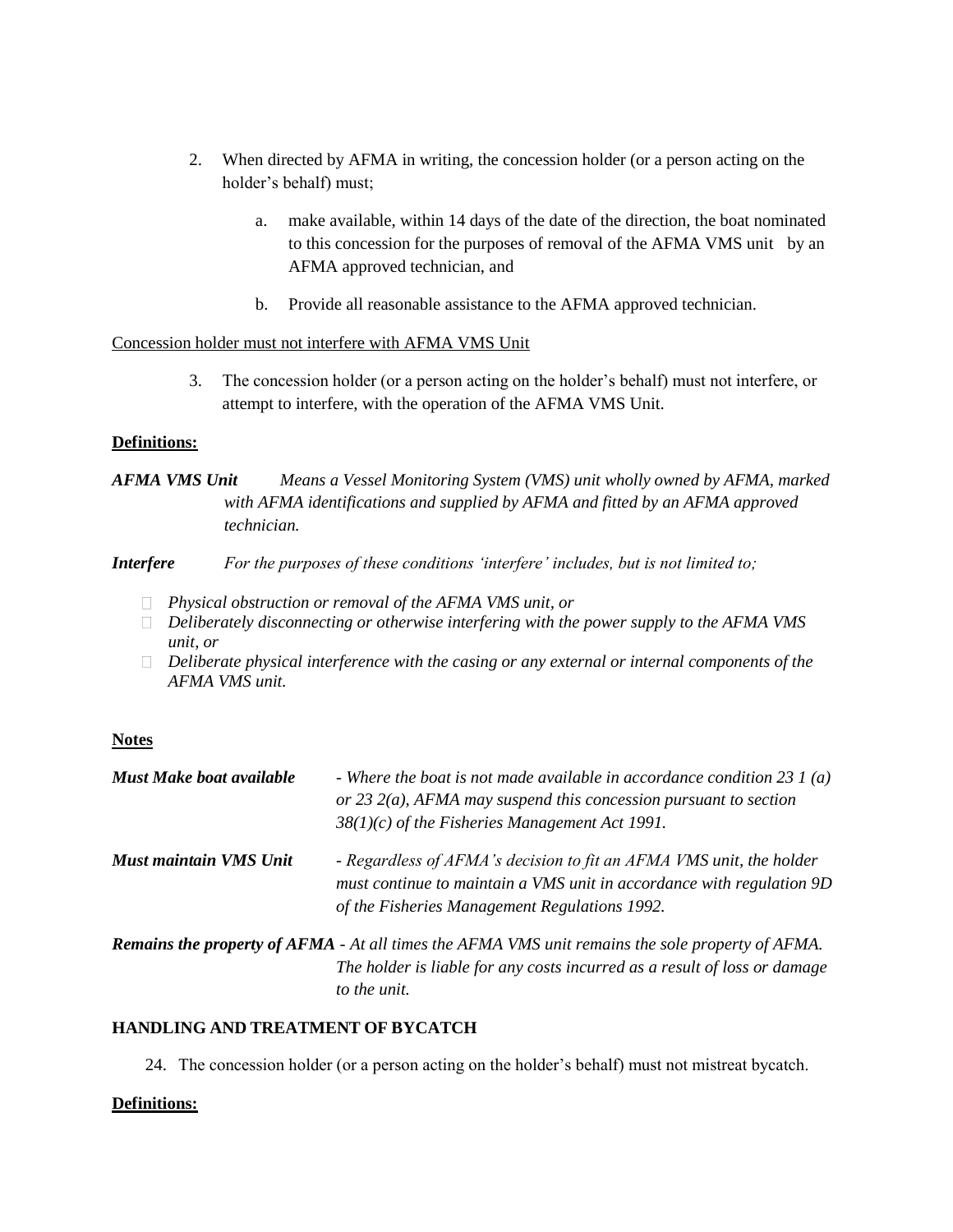2. When directed by AFMA in writing, the concession holder (or a person acting on the holder's behalf) must;

    a. make available, within 14 days of the date of the direction, the boat nominated to this concession for the purposes of removal of the AFMA VMS unit by an AFMA approved technician, and

    b. Provide all reasonable assistance to the AFMA approved technician.

Concession holder must not interfere with AFMA VMS Unit

3. The concession holder (or a person acting on the holder's behalf) must not interfere, or attempt to interfere, with the operation of the AFMA VMS Unit.

**Definitions:**

***AFMA VMS Unit*** *Means a Vessel Monitoring System (VMS) unit wholly owned by AFMA, marked with AFMA identifications and supplied by AFMA and fitted by an AFMA approved technician.*

***Interfere*** *For the purposes of these conditions 'interfere' includes, but is not limited to;*

- *Physical obstruction or removal of the AFMA VMS unit, or*
- *Deliberately disconnecting or otherwise interfering with the power supply to the AFMA VMS unit, or*
- *Deliberate physical interference with the casing or any external or internal components of the AFMA VMS unit.*

**Notes**

***Must Make boat available*** *- Where the boat is not made available in accordance condition 23 1 (a) or 23 2(a), AFMA may suspend this concession pursuant to section 38(1)(c) of the Fisheries Management Act 1991.*

***Must maintain VMS Unit*** *- Regardless of AFMA's decision to fit an AFMA VMS unit, the holder must continue to maintain a VMS unit in accordance with regulation 9D of the Fisheries Management Regulations 1992.*

***Remains the property of AFMA*** *- At all times the AFMA VMS unit remains the sole property of AFMA. The holder is liable for any costs incurred as a result of loss or damage to the unit.*

**HANDLING AND TREATMENT OF BYCATCH**

24. The concession holder (or a person acting on the holder's behalf) must not mistreat bycatch.

**Definitions:**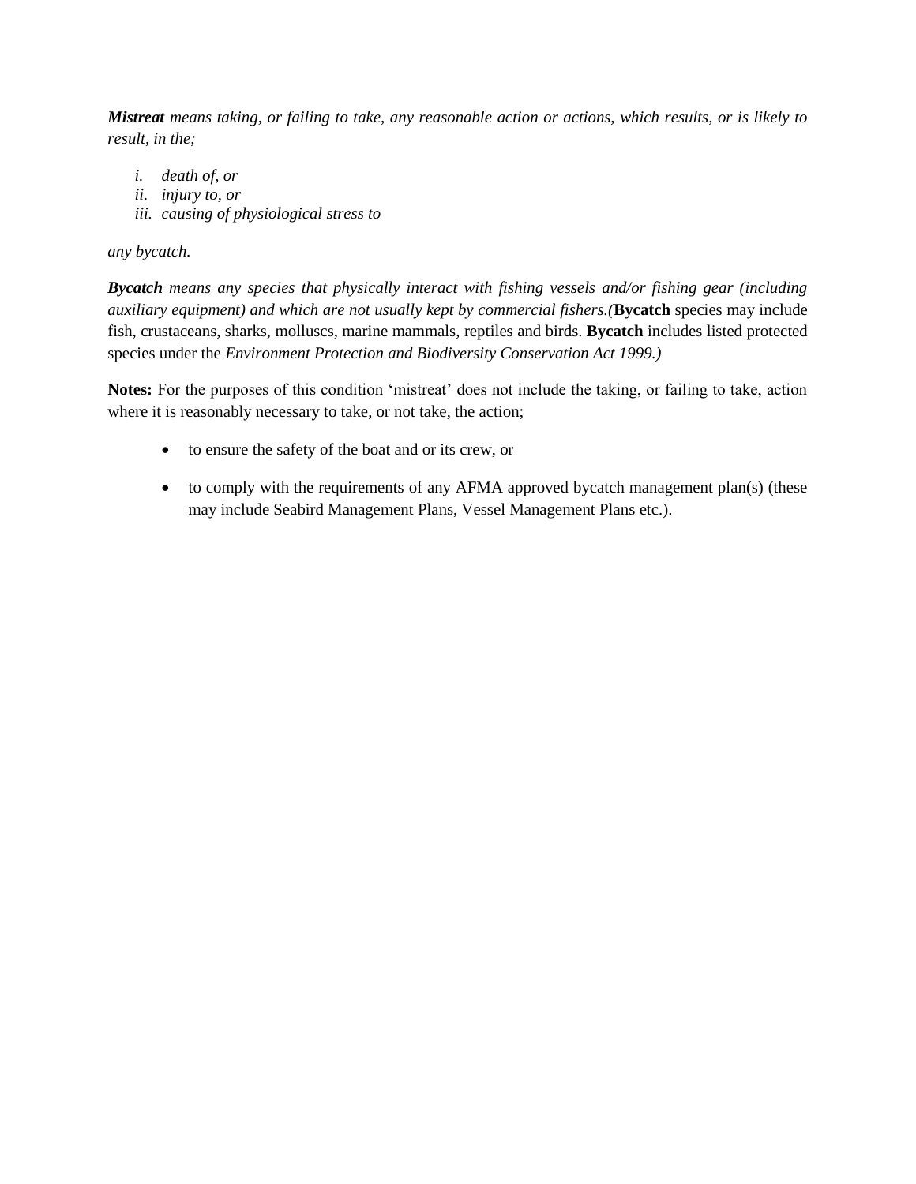***Mistreat*** *means taking, or failing to take, any reasonable action or actions, which results, or is likely to result, in the;*

*i. death of, or*
*ii. injury to, or*
*iii. causing of physiological stress to*

*any bycatch.*

***Bycatch*** *means any species that physically interact with fishing vessels and/or fishing gear (including auxiliary equipment) and which are not usually kept by commercial fishers.(*__Bycatch__ species may include fish, crustaceans, sharks, molluscs, marine mammals, reptiles and birds. **Bycatch** includes listed protected species under the *Environment Protection and Biodiversity Conservation Act 1999.)*

**Notes:** For the purposes of this condition 'mistreat' does not include the taking, or failing to take, action where it is reasonably necessary to take, or not take, the action;

- to ensure the safety of the boat and or its crew, or
- to comply with the requirements of any AFMA approved bycatch management plan(s) (these may include Seabird Management Plans, Vessel Management Plans etc.).